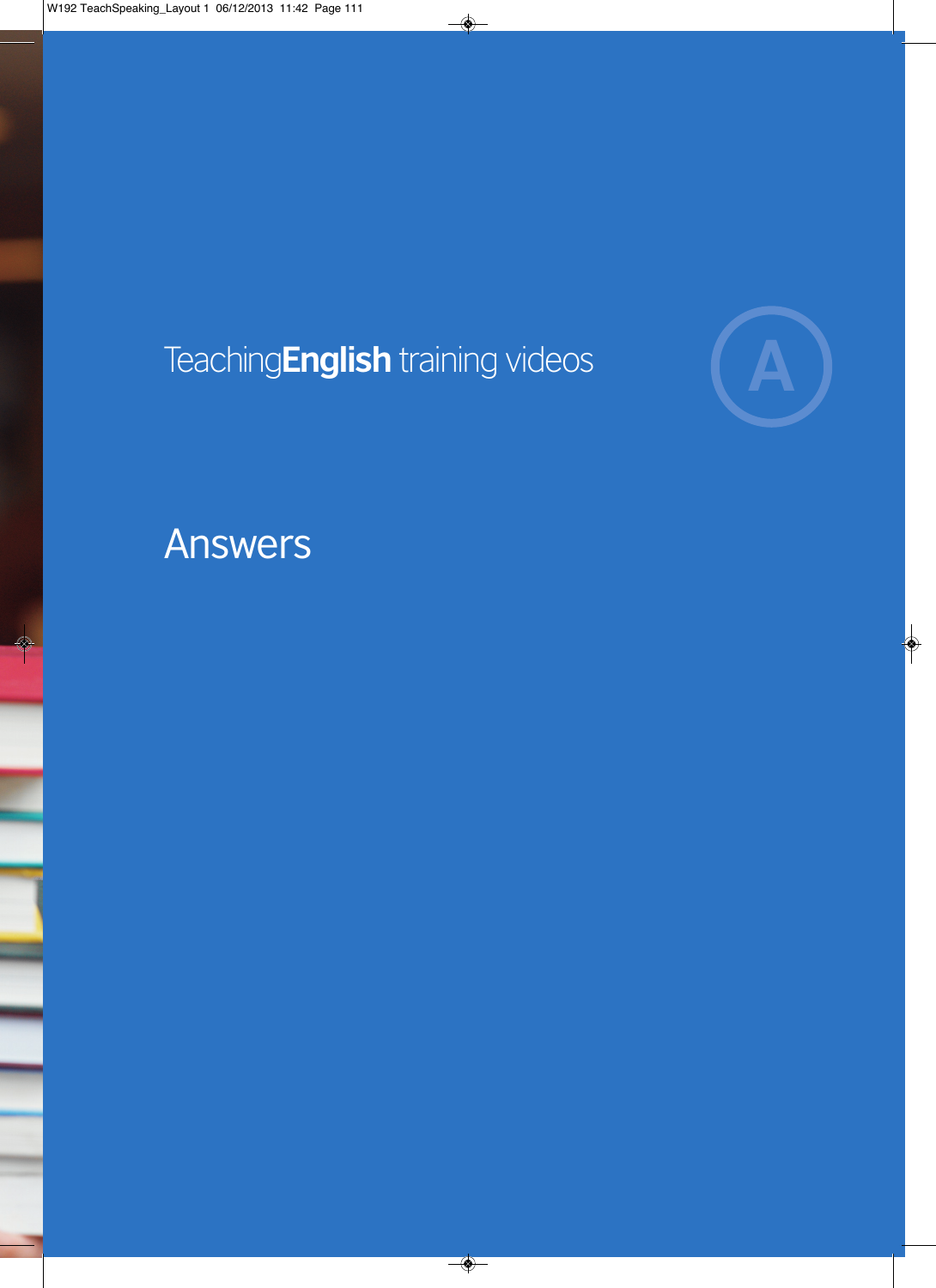TeachingEnglish training videos

A

# Answers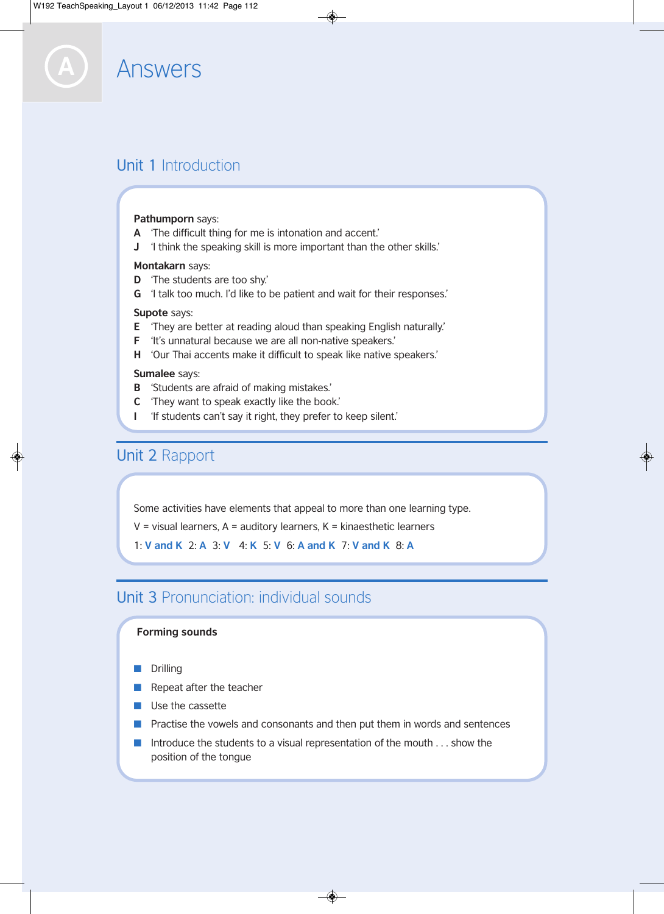# Answers

## Unit 1 Introduction

**Pathumporn** says:

**A** 'The difficult thing for me is intonation and accent.'
**J** 'I think the speaking skill is more important than the other skills.'

**Montakarn** says:

**D** 'The students are too shy.'
**G** 'I talk too much. I'd like to be patient and wait for their responses.'

**Supote** says:

**E** 'They are better at reading aloud than speaking English naturally.'
**F** 'It's unnatural because we are all non-native speakers.'
**H** 'Our Thai accents make it difficult to speak like native speakers.'

**Sumalee** says:

**B** 'Students are afraid of making mistakes.'
**C** 'They want to speak exactly like the book.'
**I** 'If students can't say it right, they prefer to keep silent.'

## Unit 2 Rapport

Some activities have elements that appeal to more than one learning type.

V = visual learners, A = auditory learners, K = kinaesthetic learners

1: **V and K** 2: **A** 3: **V** 4: **K** 5: **V** 6: **A and K** 7: **V and K** 8: **A**

## Unit 3 Pronunciation: individual sounds

**Forming sounds**

- Drilling
- Repeat after the teacher
- Use the cassette
- Practise the vowels and consonants and then put them in words and sentences
- Introduce the students to a visual representation of the mouth . . . show the position of the tongue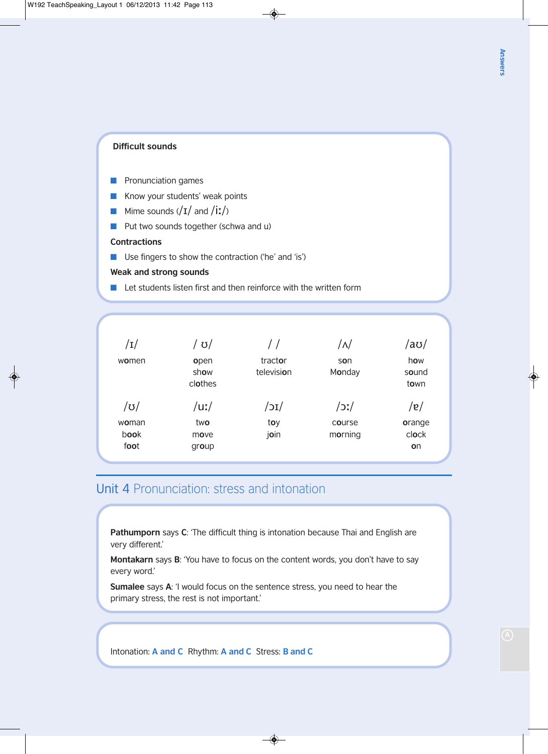**Difficult sounds**

- Pronunciation games
- Know your students' weak points
- Mime sounds (/ɪ/ and /iː/)
- Put two sounds together (schwa and u)

**Contractions**

- Use fingers to show the contraction ('he' and 'is')

**Weak and strong sounds**

- Let students listen first and then reinforce with the written form

| /ɪ/ | / ʊ/ | / / | /ʌ/ | /aʊ/ |
|---|---|---|---|---|
| women | open<br>show<br>clothes | tractor<br>television | son<br>Monday | how<br>sound<br>town |
| /ʊ/ | /uː/ | /ɔɪ/ | /ɔː/ | /ɐ/ |
| woman<br>book<br>foot | two<br>move<br>group | toy<br>join | course<br>morning | orange<br>clock<br>on |

## Unit 4 Pronunciation: stress and intonation

**Pathumporn** says **C**: 'The difficult thing is intonation because Thai and English are very different.'

**Montakarn** says **B**: 'You have to focus on the content words, you don't have to say every word.'

**Sumalee** says **A**: 'I would focus on the sentence stress, you need to hear the primary stress, the rest is not important.'

Intonation: **A and C** Rhythm: **A and C** Stress: **B and C**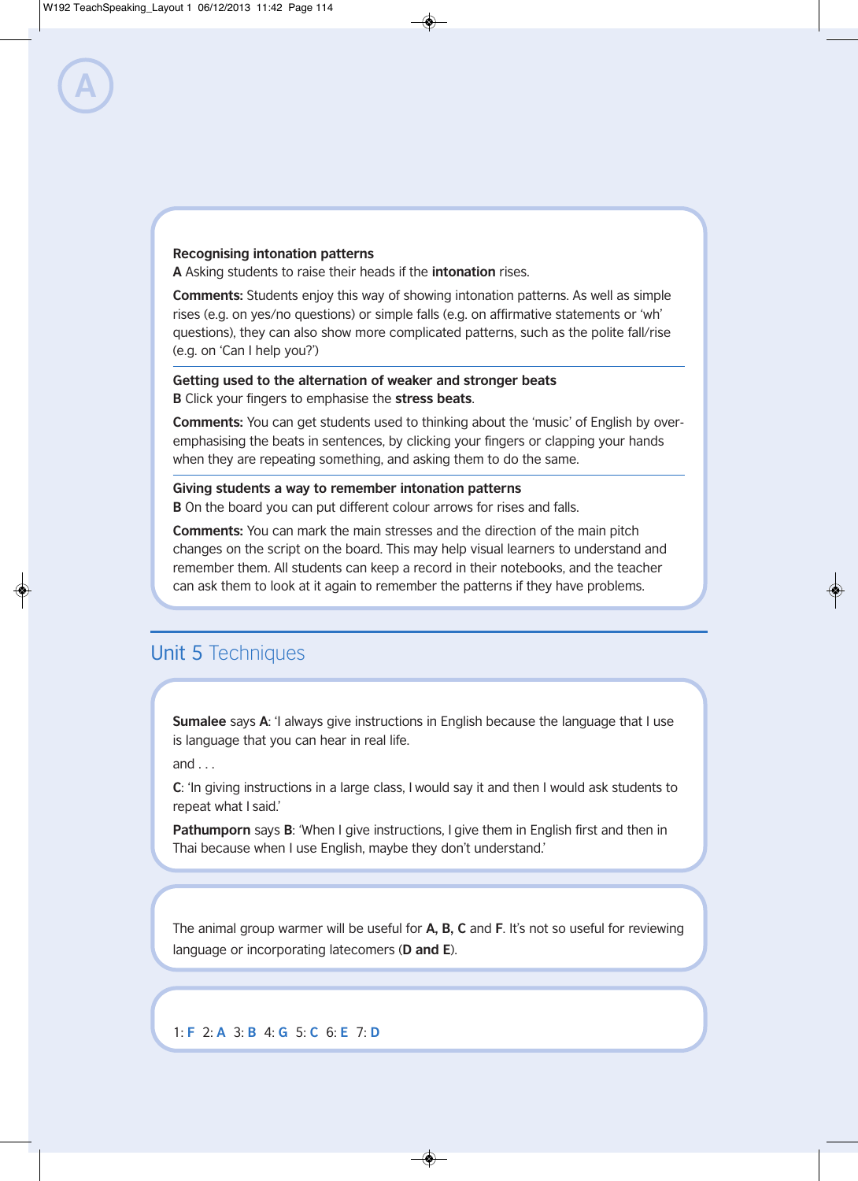**Recognising intonation patterns**

**A** Asking students to raise their heads if the **intonation** rises.

**Comments:** Students enjoy this way of showing intonation patterns. As well as simple rises (e.g. on yes/no questions) or simple falls (e.g. on affirmative statements or 'wh' questions), they can also show more complicated patterns, such as the polite fall/rise (e.g. on 'Can I help you?')

---

**Getting used to the alternation of weaker and stronger beats**

**B** Click your fingers to emphasise the **stress beats**.

**Comments:** You can get students used to thinking about the 'music' of English by over-emphasising the beats in sentences, by clicking your fingers or clapping your hands when they are repeating something, and asking them to do the same.

---

**Giving students a way to remember intonation patterns**

**B** On the board you can put different colour arrows for rises and falls.

**Comments:** You can mark the main stresses and the direction of the main pitch changes on the script on the board. This may help visual learners to understand and remember them. All students can keep a record in their notebooks, and the teacher can ask them to look at it again to remember the patterns if they have problems.

## Unit 5 Techniques

**Sumalee** says **A**: 'I always give instructions in English because the language that I use is language that you can hear in real life.

and . . .

**C**: 'In giving instructions in a large class, I would say it and then I would ask students to repeat what I said.'

**Pathumporn** says **B**: 'When I give instructions, I give them in English first and then in Thai because when I use English, maybe they don't understand.'

The animal group warmer will be useful for **A, B, C** and **F**. It's not so useful for reviewing language or incorporating latecomers (**D and E**).

1: **F** 2: **A** 3: **B** 4: **G** 5: **C** 6: **E** 7: **D**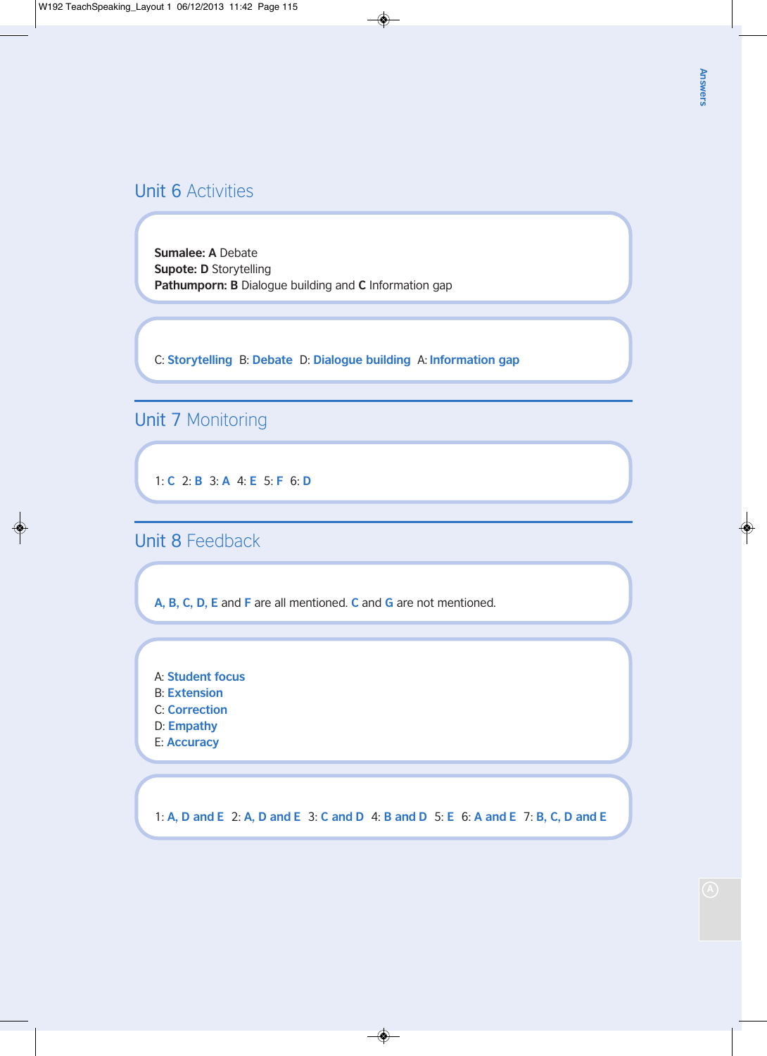## Unit 6 Activities

**Sumalee: A** Debate
**Supote: D** Storytelling
**Pathumporn: B** Dialogue building and **C** Information gap

C: **Storytelling** B: **Debate** D: **Dialogue building** A: **Information gap**

## Unit 7 Monitoring

1: **C** 2: **B** 3: **A** 4: **E** 5: **F** 6: **D**

## Unit 8 Feedback

**A, B, C, D, E** and **F** are all mentioned. **C** and **G** are not mentioned.

A: **Student focus**
B: **Extension**
C: **Correction**
D: **Empathy**
E: **Accuracy**

1: **A, D and E** 2: **A, D and E** 3: **C and D** 4: **B and D** 5: **E** 6: **A and E** 7: **B, C, D and E**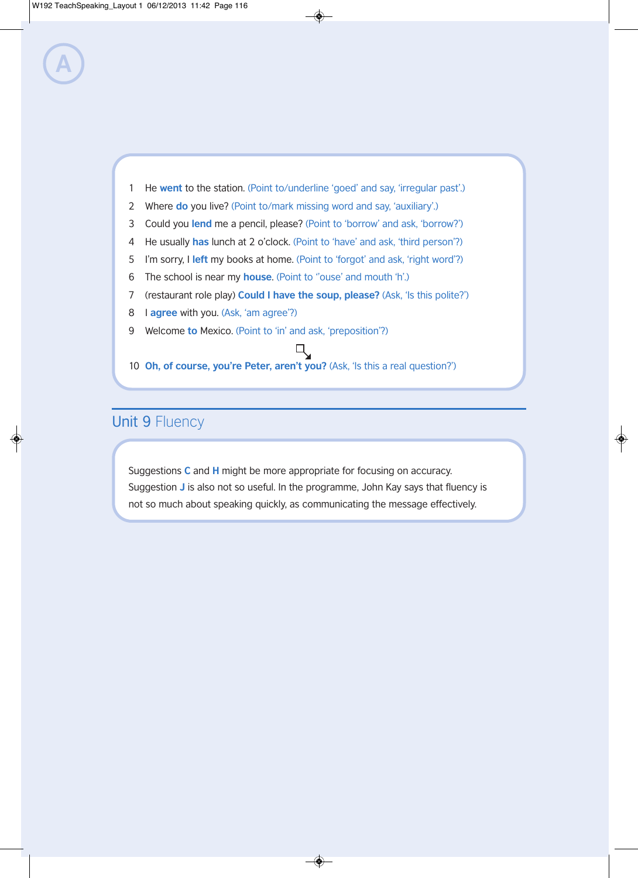A

1. He **went** to the station. (Point to/underline 'goed' and say, 'irregular past'.)
2. Where **do** you live? (Point to/mark missing word and say, 'auxiliary'.)
3. Could you **lend** me a pencil, please? (Point to 'borrow' and ask, 'borrow?')
4. He usually **has** lunch at 2 o'clock. (Point to 'have' and ask, 'third person'?)
5. I'm sorry, I **left** my books at home. (Point to 'forgot' and ask, 'right word'?)
6. The school is near my **house**. (Point to ''ouse' and mouth 'h'.)
7. (restaurant role play) **Could I have the soup, please?** (Ask, 'Is this polite?')
8. I **agree** with you. (Ask, 'am agree'?)
9. Welcome **to** Mexico. (Point to 'in' and ask, 'preposition'?)
10. **Oh, of course, you're Peter, aren't you?** (Ask, 'Is this a real question?')

## Unit 9 Fluency

Suggestions **C** and **H** might be more appropriate for focusing on accuracy. Suggestion **J** is also not so useful. In the programme, John Kay says that fluency is not so much about speaking quickly, as communicating the message effectively.